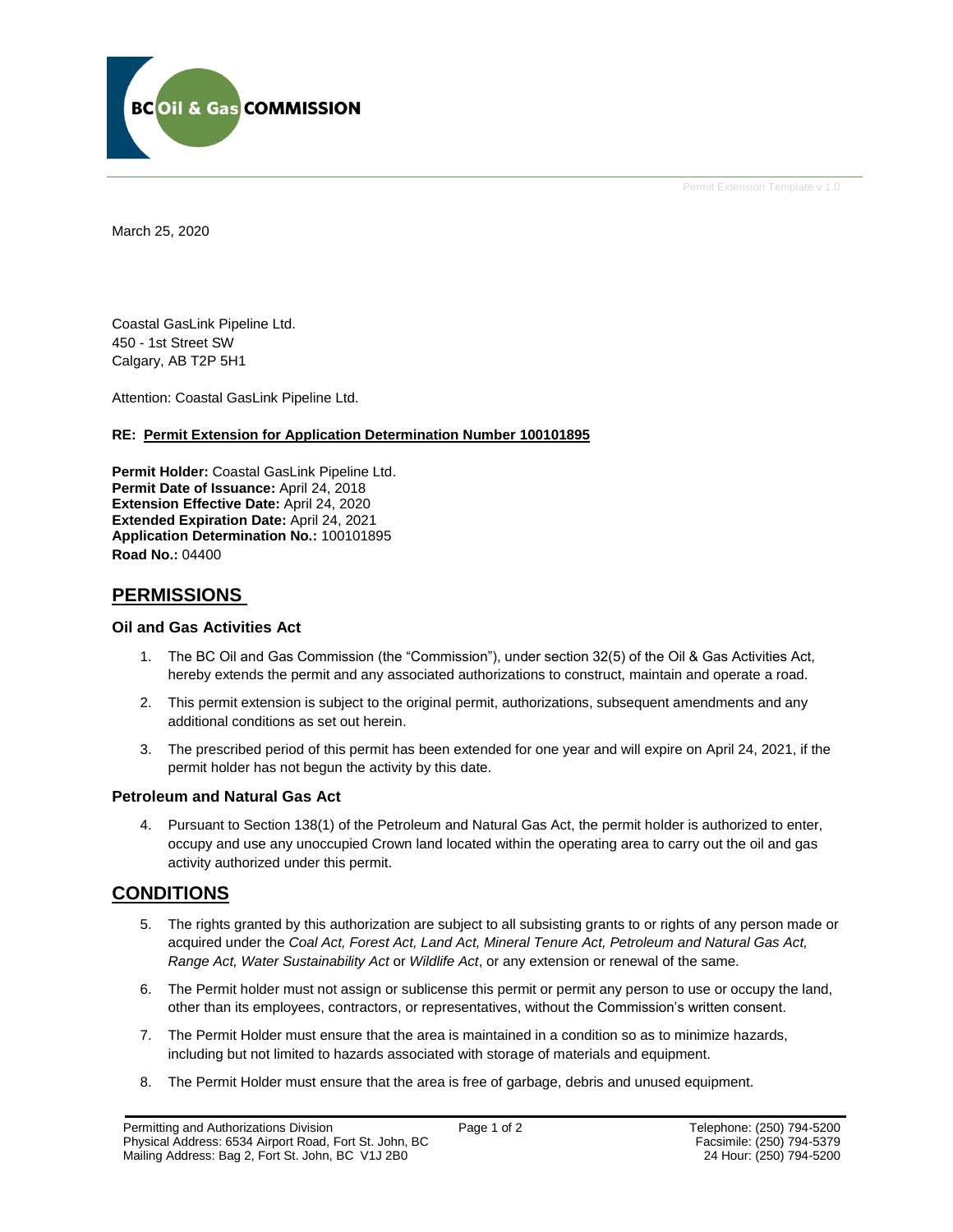March 25, 2020

Coastal GasLink Pipeline Ltd.
450 - 1st Street SW
Calgary, AB T2P 5H1

Attention: Coastal GasLink Pipeline Ltd.

**RE: Permit Extension for Application Determination Number 100101895**

**Permit Holder:** Coastal GasLink Pipeline Ltd.
**Permit Date of Issuance:** April 24, 2018
**Extension Effective Date:** April 24, 2020
**Extended Expiration Date:** April 24, 2021
**Application Determination No.:** 100101895
**Road No.:** 04400

## PERMISSIONS

### Oil and Gas Activities Act

1. The BC Oil and Gas Commission (the "Commission"), under section 32(5) of the Oil & Gas Activities Act, hereby extends the permit and any associated authorizations to construct, maintain and operate a road.
2. This permit extension is subject to the original permit, authorizations, subsequent amendments and any additional conditions as set out herein.
3. The prescribed period of this permit has been extended for one year and will expire on April 24, 2021, if the permit holder has not begun the activity by this date.

### Petroleum and Natural Gas Act

4. Pursuant to Section 138(1) of the Petroleum and Natural Gas Act, the permit holder is authorized to enter, occupy and use any unoccupied Crown land located within the operating area to carry out the oil and gas activity authorized under this permit.

## CONDITIONS

5. The rights granted by this authorization are subject to all subsisting grants to or rights of any person made or acquired under the *Coal Act, Forest Act, Land Act, Mineral Tenure Act, Petroleum and Natural Gas Act, Range Act, Water Sustainability Act* or *Wildlife Act*, or any extension or renewal of the same.
6. The Permit holder must not assign or sublicense this permit or permit any person to use or occupy the land, other than its employees, contractors, or representatives, without the Commission's written consent.
7. The Permit Holder must ensure that the area is maintained in a condition so as to minimize hazards, including but not limited to hazards associated with storage of materials and equipment.
8. The Permit Holder must ensure that the area is free of garbage, debris and unused equipment.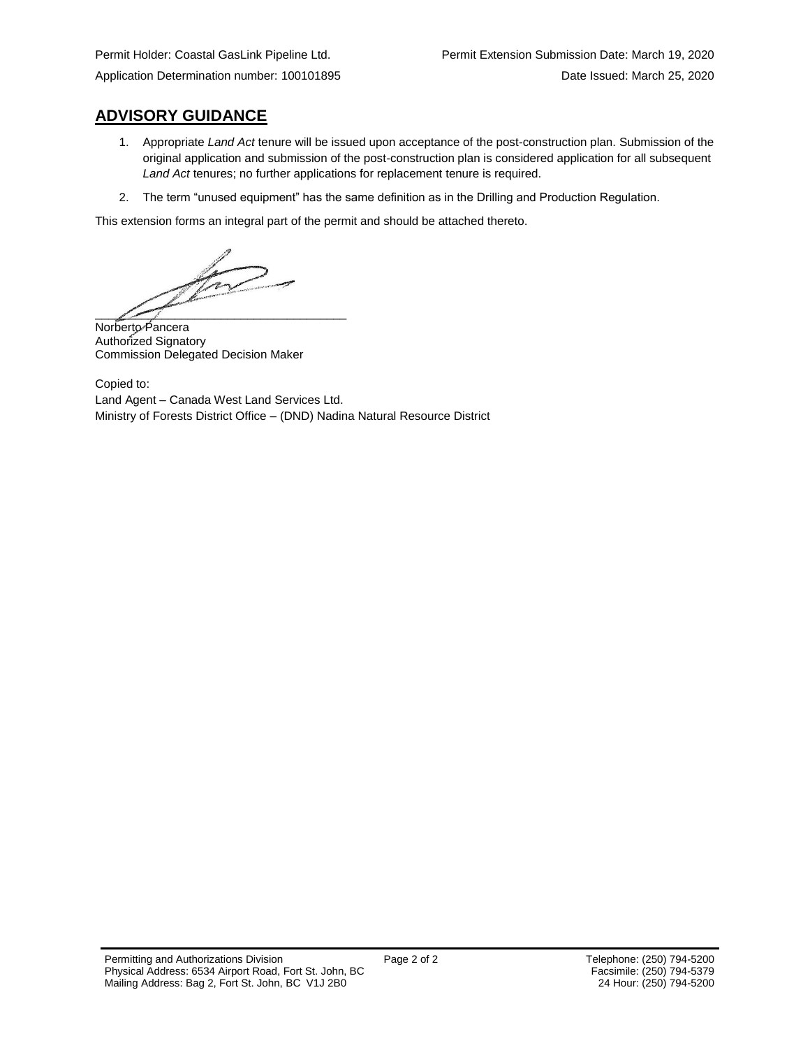Permit Holder: Coastal GasLink Pipeline Ltd. Permit Extension Submission Date: March 19, 2020

Application Determination number: 100101895 Date Issued: March 25, 2020

## ADVISORY GUIDANCE

1. Appropriate *Land Act* tenure will be issued upon acceptance of the post-construction plan. Submission of the original application and submission of the post-construction plan is considered application for all subsequent *Land Act* tenures; no further applications for replacement tenure is required.
2. The term "unused equipment" has the same definition as in the Drilling and Production Regulation.

This extension forms an integral part of the permit and should be attached thereto.

\_\_\_\_\_\_\_\_\_\_\_\_\_\_\_\_\_\_\_\_\_\_\_\_\_\_\_\_\_\_\_\_\_\_\_\_\_\_\_

Norberto Pancera
Authorized Signatory
Commission Delegated Decision Maker

Copied to:
Land Agent – Canada West Land Services Ltd.
Ministry of Forests District Office – (DND) Nadina Natural Resource District

Permitting and Authorizations Division
Physical Address: 6534 Airport Road, Fort St. John, BC
Mailing Address: Bag 2, Fort St. John, BC V1J 2B0

Telephone: (250) 794-5200
Facsimile: (250) 794-5379
24 Hour: (250) 794-5200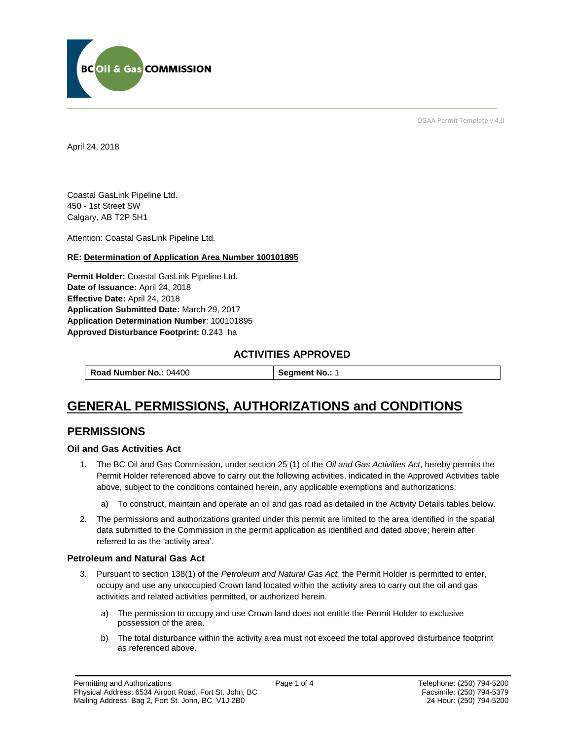April 24, 2018

Coastal GasLink Pipeline Ltd.
450 - 1st Street SW
Calgary, AB T2P 5H1

Attention: Coastal GasLink Pipeline Ltd.

**RE: Determination of Application Area Number 100101895**

**Permit Holder:** Coastal GasLink Pipeline Ltd.
**Date of Issuance:** April 24, 2018
**Effective Date:** April 24, 2018
**Application Submitted Date:** March 29, 2017
**Application Determination Number**: 100101895
**Approved Disturbance Footprint:** 0.243 ha

### ACTIVITIES APPROVED

| **Road Number No.:** 04400 | **Segment No.:** 1 |
|---|---|

# GENERAL PERMISSIONS, AUTHORIZATIONS and CONDITIONS

## PERMISSIONS

### Oil and Gas Activities Act

1. The BC Oil and Gas Commission, under section 25 (1) of the *Oil and Gas Activities Act*, hereby permits the Permit Holder referenced above to carry out the following activities, indicated in the Approved Activities table above, subject to the conditions contained herein, any applicable exemptions and authorizations:

   a) To construct, maintain and operate an oil and gas road as detailed in the Activity Details tables below.

2. The permissions and authorizations granted under this permit are limited to the area identified in the spatial data submitted to the Commission in the permit application as identified and dated above; herein after referred to as the 'activity area'.

### Petroleum and Natural Gas Act

3. Pursuant to section 138(1) of the *Petroleum and Natural Gas Act,* the Permit Holder is permitted to enter, occupy and use any unoccupied Crown land located within the activity area to carry out the oil and gas activities and related activities permitted, or authorized herein.

   a) The permission to occupy and use Crown land does not entitle the Permit Holder to exclusive possession of the area.

   b) The total disturbance within the activity area must not exceed the total approved disturbance footprint as referenced above.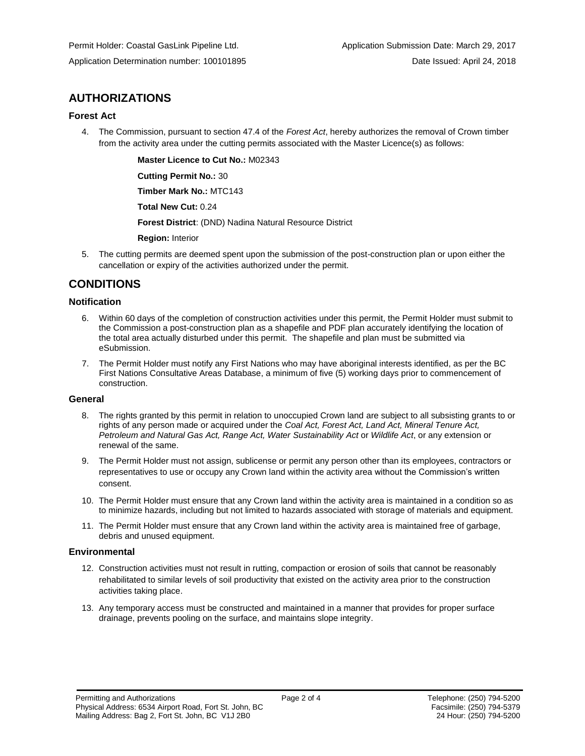Permit Holder: Coastal GasLink Pipeline Ltd. Application Submission Date: March 29, 2017

Application Determination number: 100101895 Date Issued: April 24, 2018

## AUTHORIZATIONS

### Forest Act

4. The Commission, pursuant to section 47.4 of the *Forest Act*, hereby authorizes the removal of Crown timber from the activity area under the cutting permits associated with the Master Licence(s) as follows:

   **Master Licence to Cut No.:** M02343

   **Cutting Permit No.:** 30

   **Timber Mark No.:** MTC143

   **Total New Cut:** 0.24

   **Forest District**: (DND) Nadina Natural Resource District

   **Region:** Interior

5. The cutting permits are deemed spent upon the submission of the post-construction plan or upon either the cancellation or expiry of the activities authorized under the permit.

## CONDITIONS

### Notification

6. Within 60 days of the completion of construction activities under this permit, the Permit Holder must submit to the Commission a post-construction plan as a shapefile and PDF plan accurately identifying the location of the total area actually disturbed under this permit. The shapefile and plan must be submitted via eSubmission.
7. The Permit Holder must notify any First Nations who may have aboriginal interests identified, as per the BC First Nations Consultative Areas Database, a minimum of five (5) working days prior to commencement of construction.

### General

8. The rights granted by this permit in relation to unoccupied Crown land are subject to all subsisting grants to or rights of any person made or acquired under the *Coal Act, Forest Act, Land Act, Mineral Tenure Act, Petroleum and Natural Gas Act, Range Act, Water Sustainability Act* or *Wildlife Act*, or any extension or renewal of the same.
9. The Permit Holder must not assign, sublicense or permit any person other than its employees, contractors or representatives to use or occupy any Crown land within the activity area without the Commission's written consent.
10. The Permit Holder must ensure that any Crown land within the activity area is maintained in a condition so as to minimize hazards, including but not limited to hazards associated with storage of materials and equipment.
11. The Permit Holder must ensure that any Crown land within the activity area is maintained free of garbage, debris and unused equipment.

### Environmental

12. Construction activities must not result in rutting, compaction or erosion of soils that cannot be reasonably rehabilitated to similar levels of soil productivity that existed on the activity area prior to the construction activities taking place.
13. Any temporary access must be constructed and maintained in a manner that provides for proper surface drainage, prevents pooling on the surface, and maintains slope integrity.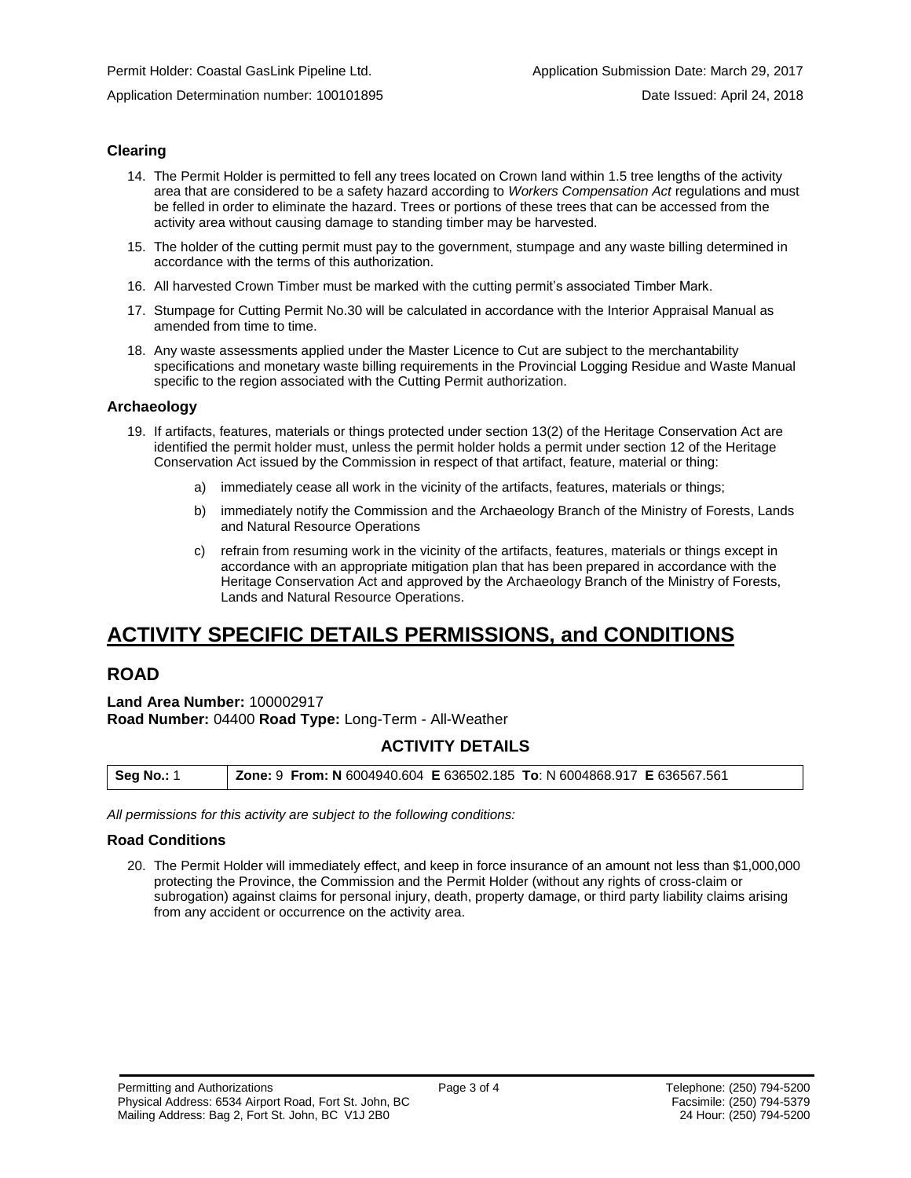### Clearing

14. The Permit Holder is permitted to fell any trees located on Crown land within 1.5 tree lengths of the activity area that are considered to be a safety hazard according to *Workers Compensation Act* regulations and must be felled in order to eliminate the hazard. Trees or portions of these trees that can be accessed from the activity area without causing damage to standing timber may be harvested.
15. The holder of the cutting permit must pay to the government, stumpage and any waste billing determined in accordance with the terms of this authorization.
16. All harvested Crown Timber must be marked with the cutting permit's associated Timber Mark.
17. Stumpage for Cutting Permit No.30 will be calculated in accordance with the Interior Appraisal Manual as amended from time to time.
18. Any waste assessments applied under the Master Licence to Cut are subject to the merchantability specifications and monetary waste billing requirements in the Provincial Logging Residue and Waste Manual specific to the region associated with the Cutting Permit authorization.

### Archaeology

19. If artifacts, features, materials or things protected under section 13(2) of the Heritage Conservation Act are identified the permit holder must, unless the permit holder holds a permit under section 12 of the Heritage Conservation Act issued by the Commission in respect of that artifact, feature, material or thing:
    a) immediately cease all work in the vicinity of the artifacts, features, materials or things;
    b) immediately notify the Commission and the Archaeology Branch of the Ministry of Forests, Lands and Natural Resource Operations
    c) refrain from resuming work in the vicinity of the artifacts, features, materials or things except in accordance with an appropriate mitigation plan that has been prepared in accordance with the Heritage Conservation Act and approved by the Archaeology Branch of the Ministry of Forests, Lands and Natural Resource Operations.

# ACTIVITY SPECIFIC DETAILS PERMISSIONS, and CONDITIONS

## ROAD

**Land Area Number:** 100002917
**Road Number:** 04400 **Road Type:** Long-Term - All-Weather

### ACTIVITY DETAILS

| **Seg No.:** 1 | **Zone:** 9 **From: N** 6004940.604 **E** 636502.185 **To**: N 6004868.917 **E** 636567.561 |
|---|---|

*All permissions for this activity are subject to the following conditions:*

### Road Conditions

20. The Permit Holder will immediately effect, and keep in force insurance of an amount not less than $1,000,000 protecting the Province, the Commission and the Permit Holder (without any rights of cross-claim or subrogation) against claims for personal injury, death, property damage, or third party liability claims arising from any accident or occurrence on the activity area.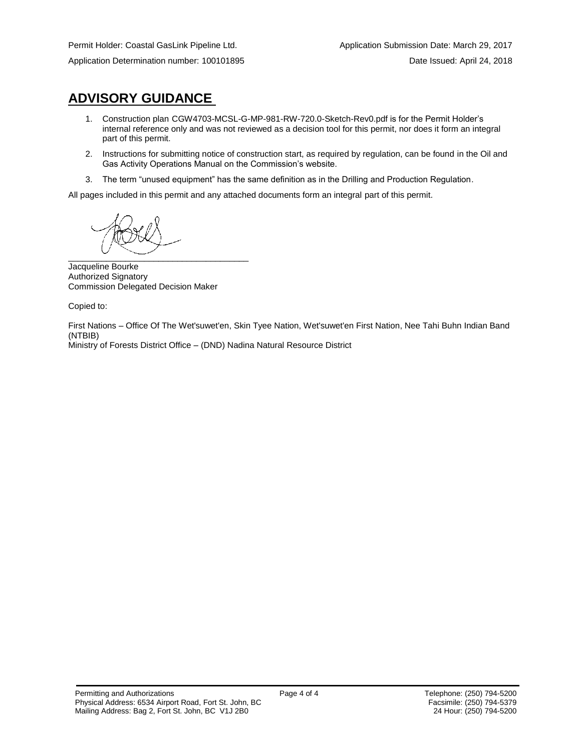Permit Holder: Coastal GasLink Pipeline Ltd. Application Submission Date: March 29, 2017

Application Determination number: 100101895 Date Issued: April 24, 2018

## ADVISORY GUIDANCE

1. Construction plan CGW4703-MCSL-G-MP-981-RW-720.0-Sketch-Rev0.pdf is for the Permit Holder's internal reference only and was not reviewed as a decision tool for this permit, nor does it form an integral part of this permit.
2. Instructions for submitting notice of construction start, as required by regulation, can be found in the Oil and Gas Activity Operations Manual on the Commission's website.
3. The term "unused equipment" has the same definition as in the Drilling and Production Regulation.

All pages included in this permit and any attached documents form an integral part of this permit.

\_\_\_\_\_\_\_\_\_\_\_\_\_\_\_\_\_\_\_\_\_\_\_\_\_\_\_\_\_\_\_\_\_\_\_\_\_\_

Jacqueline Bourke
Authorized Signatory
Commission Delegated Decision Maker

Copied to:

First Nations – Office Of The Wet'suwet'en, Skin Tyee Nation, Wet'suwet'en First Nation, Nee Tahi Buhn Indian Band (NTBIB)
Ministry of Forests District Office – (DND) Nadina Natural Resource District

Permitting and Authorizations
Physical Address: 6534 Airport Road, Fort St. John, BC
Mailing Address: Bag 2, Fort St. John, BC V1J 2B0

Telephone: (250) 794-5200
Facsimile: (250) 794-5379
24 Hour: (250) 794-5200